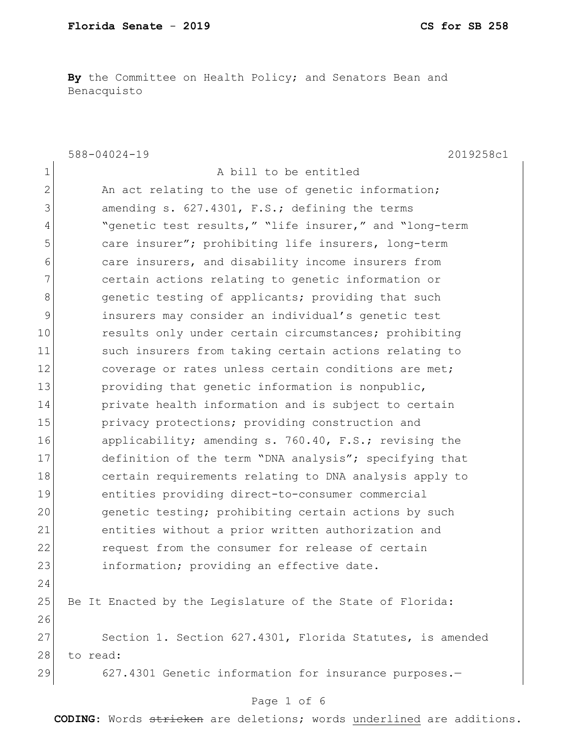**Florida Senate - 2019** **CS for SB 258**

**By** the Committee on Health Policy; and Senators Bean and Benacquisto

588-04024-19 2019258c1

A bill to be entitled

An act relating to the use of genetic information; amending s. 627.4301, F.S.; defining the terms "genetic test results," "life insurer," and "long-term care insurer"; prohibiting life insurers, long-term care insurers, and disability income insurers from certain actions relating to genetic information or genetic testing of applicants; providing that such insurers may consider an individual's genetic test results only under certain circumstances; prohibiting such insurers from taking certain actions relating to coverage or rates unless certain conditions are met; providing that genetic information is nonpublic, private health information and is subject to certain privacy protections; providing construction and applicability; amending s. 760.40, F.S.; revising the definition of the term "DNA analysis"; specifying that certain requirements relating to DNA analysis apply to entities providing direct-to-consumer commercial genetic testing; prohibiting certain actions by such entities without a prior written authorization and request from the consumer for release of certain information; providing an effective date.

Be It Enacted by the Legislature of the State of Florida:

Section 1. Section 627.4301, Florida Statutes, is amended to read:

627.4301 Genetic information for insurance purposes.—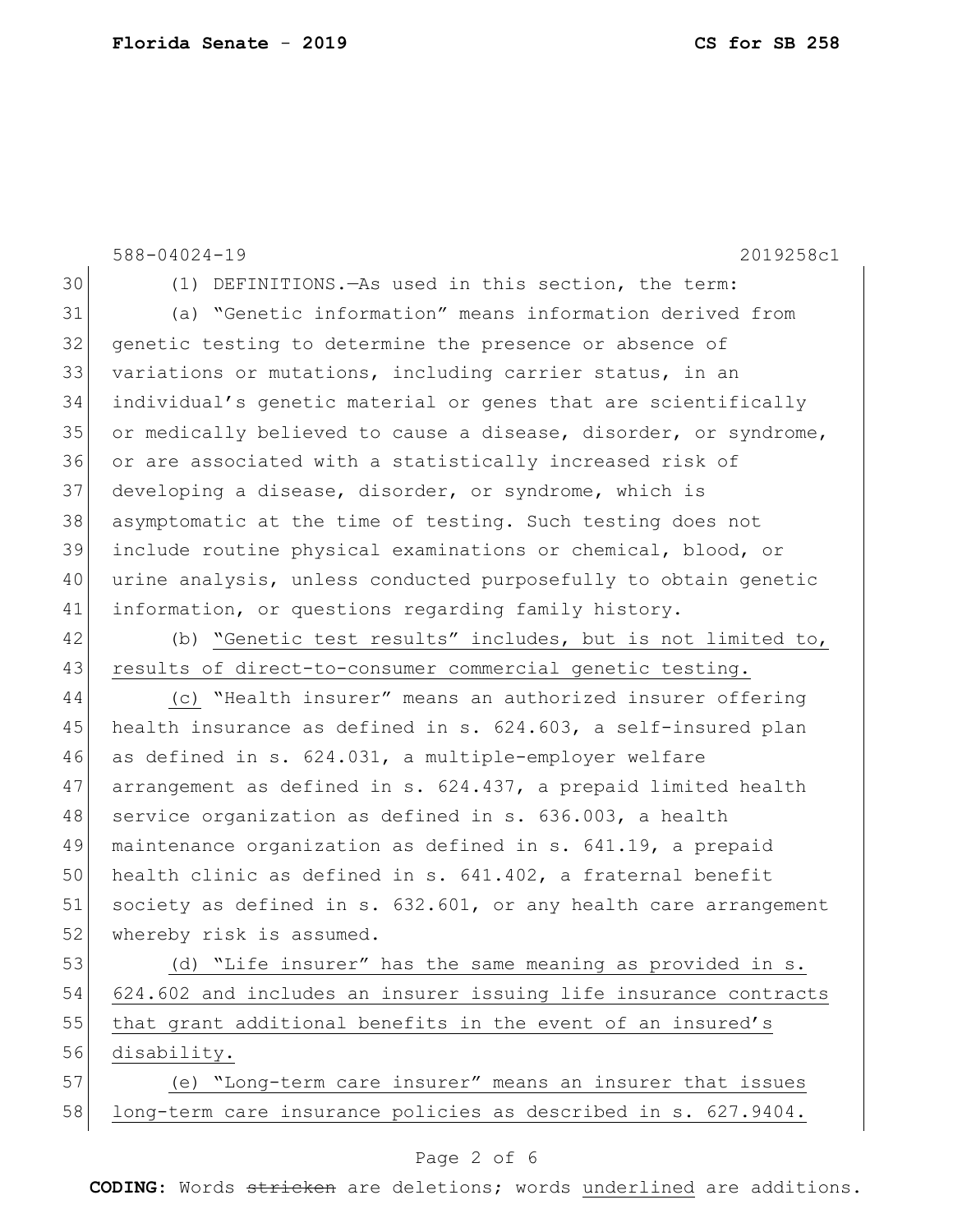(1) DEFINITIONS.—As used in this section, the term:

(a) "Genetic information" means information derived from genetic testing to determine the presence or absence of variations or mutations, including carrier status, in an individual's genetic material or genes that are scientifically or medically believed to cause a disease, disorder, or syndrome, or are associated with a statistically increased risk of developing a disease, disorder, or syndrome, which is asymptomatic at the time of testing. Such testing does not include routine physical examinations or chemical, blood, or urine analysis, unless conducted purposefully to obtain genetic information, or questions regarding family history.

<u>(b) "Genetic test results" includes, but is not limited to, results of direct-to-consumer commercial genetic testing.</u>

<u>(c)</u> "Health insurer" means an authorized insurer offering health insurance as defined in s. 624.603, a self-insured plan as defined in s. 624.031, a multiple-employer welfare arrangement as defined in s. 624.437, a prepaid limited health service organization as defined in s. 636.003, a health maintenance organization as defined in s. 641.19, a prepaid health clinic as defined in s. 641.402, a fraternal benefit society as defined in s. 632.601, or any health care arrangement whereby risk is assumed.

<u>(d) "Life insurer" has the same meaning as provided in s. 624.602 and includes an insurer issuing life insurance contracts that grant additional benefits in the event of an insured's disability.</u>

<u>(e) "Long-term care insurer" means an insurer that issues long-term care insurance policies as described in s. 627.9404.</u>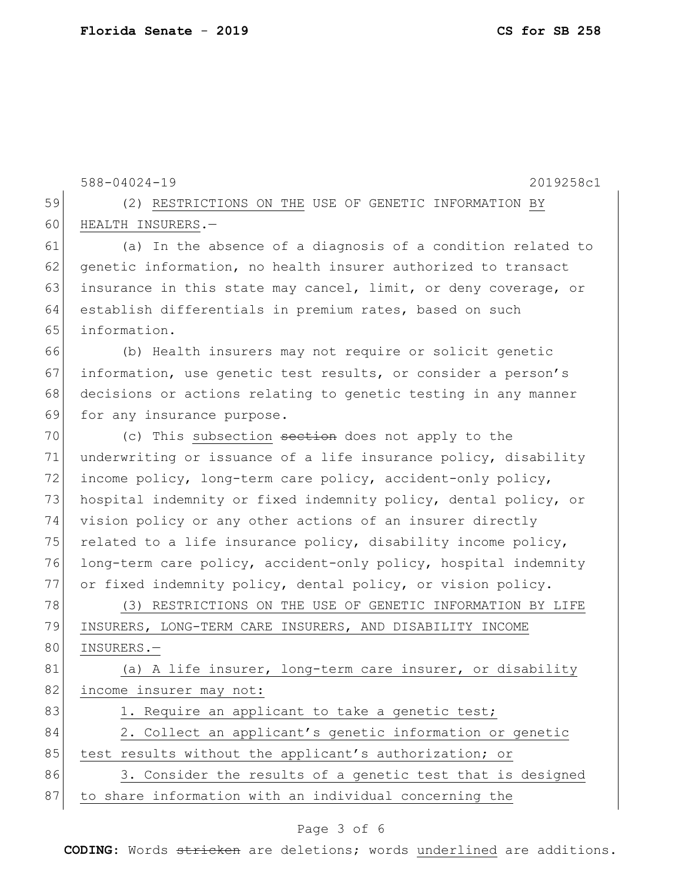588-04024-19 2019258c1

(2) RESTRICTIONS ON THE USE OF GENETIC INFORMATION BY HEALTH INSURERS.—

(a) In the absence of a diagnosis of a condition related to genetic information, no health insurer authorized to transact insurance in this state may cancel, limit, or deny coverage, or establish differentials in premium rates, based on such information.

(b) Health insurers may not require or solicit genetic information, use genetic test results, or consider a person's decisions or actions relating to genetic testing in any manner for any insurance purpose.

(c) This subsection ~~section~~ does not apply to the underwriting or issuance of a life insurance policy, disability income policy, long-term care policy, accident-only policy, hospital indemnity or fixed indemnity policy, dental policy, or vision policy or any other actions of an insurer directly related to a life insurance policy, disability income policy, long-term care policy, accident-only policy, hospital indemnity or fixed indemnity policy, dental policy, or vision policy.

(3) RESTRICTIONS ON THE USE OF GENETIC INFORMATION BY LIFE INSURERS, LONG-TERM CARE INSURERS, AND DISABILITY INCOME INSURERS.—

(a) A life insurer, long-term care insurer, or disability income insurer may not:

1. Require an applicant to take a genetic test;

2. Collect an applicant's genetic information or genetic test results without the applicant's authorization; or

3. Consider the results of a genetic test that is designed to share information with an individual concerning the

**CODING:** Words ~~stricken~~ are deletions; words underlined are additions.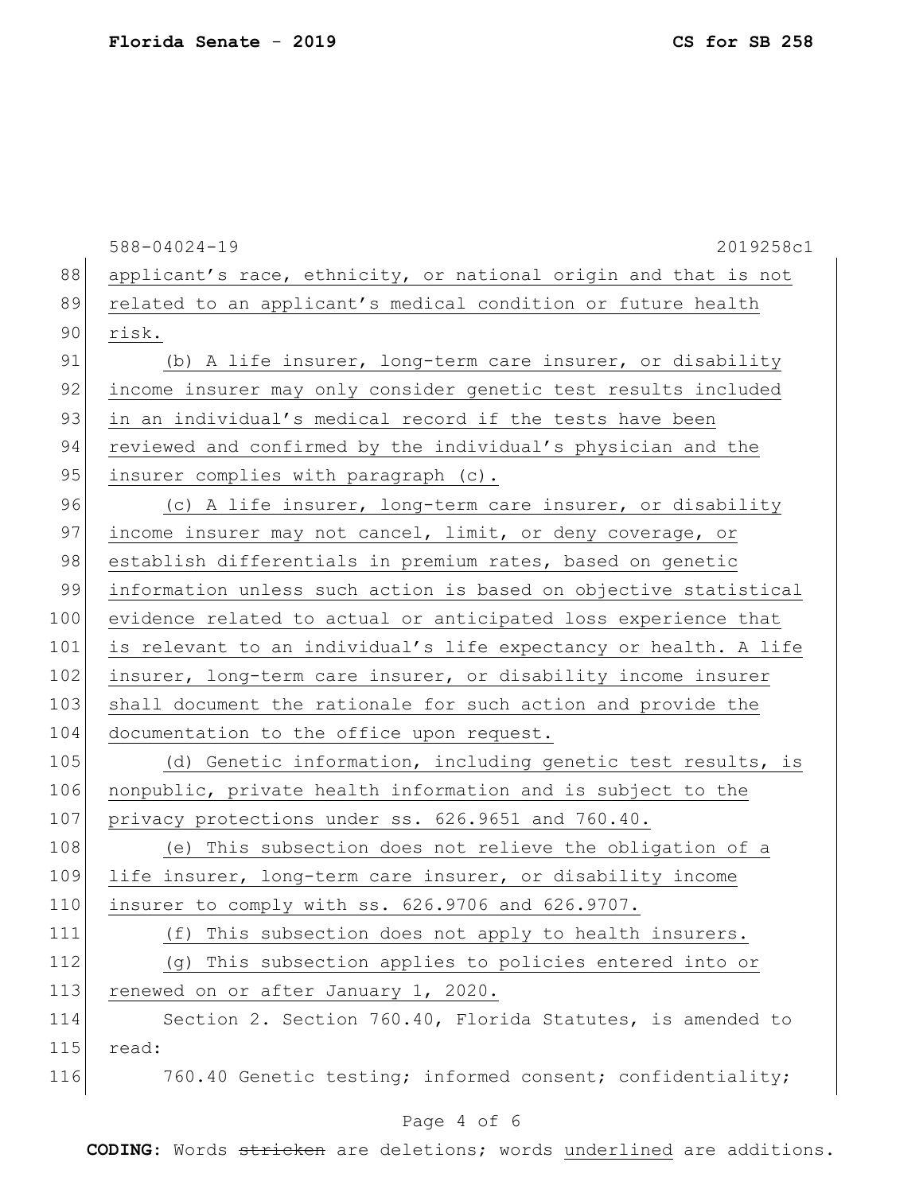588-04024-19 2019258c1

applicant's race, ethnicity, or national origin and that is not related to an applicant's medical condition or future health risk.

(b) A life insurer, long-term care insurer, or disability income insurer may only consider genetic test results included in an individual's medical record if the tests have been reviewed and confirmed by the individual's physician and the insurer complies with paragraph (c).

(c) A life insurer, long-term care insurer, or disability income insurer may not cancel, limit, or deny coverage, or establish differentials in premium rates, based on genetic information unless such action is based on objective statistical evidence related to actual or anticipated loss experience that is relevant to an individual's life expectancy or health. A life insurer, long-term care insurer, or disability income insurer shall document the rationale for such action and provide the documentation to the office upon request.

(d) Genetic information, including genetic test results, is nonpublic, private health information and is subject to the privacy protections under ss. 626.9651 and 760.40.

(e) This subsection does not relieve the obligation of a life insurer, long-term care insurer, or disability income insurer to comply with ss. 626.9706 and 626.9707.

(f) This subsection does not apply to health insurers.

(g) This subsection applies to policies entered into or renewed on or after January 1, 2020.

Section 2. Section 760.40, Florida Statutes, is amended to read:

760.40 Genetic testing; informed consent; confidentiality;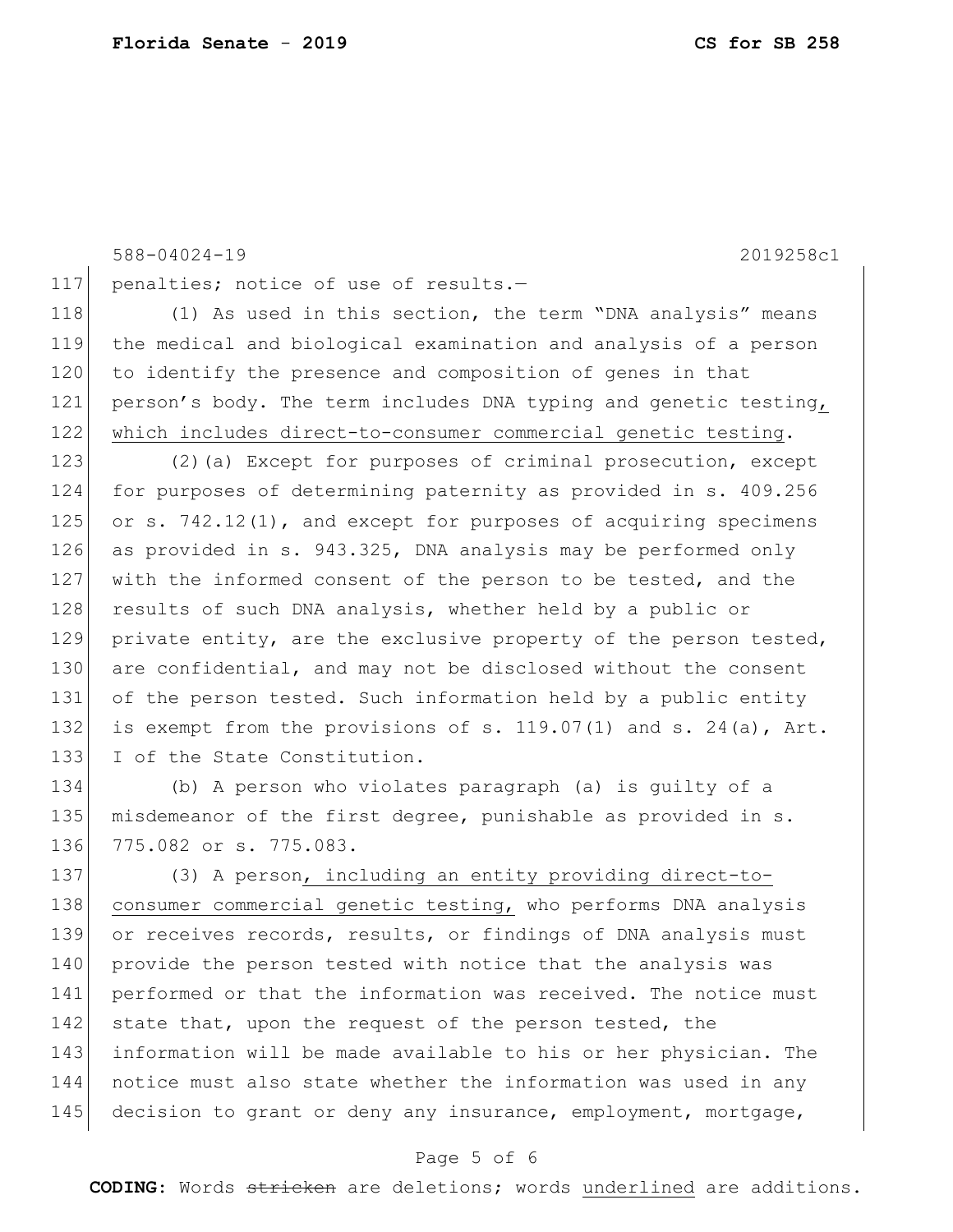penalties; notice of use of results.—

(1) As used in this section, the term "DNA analysis" means the medical and biological examination and analysis of a person to identify the presence and composition of genes in that person's body. The term includes DNA typing and genetic testing<u>, which includes direct-to-consumer commercial genetic testing</u>.

(2)(a) Except for purposes of criminal prosecution, except for purposes of determining paternity as provided in s. 409.256 or s. 742.12(1), and except for purposes of acquiring specimens as provided in s. 943.325, DNA analysis may be performed only with the informed consent of the person to be tested, and the results of such DNA analysis, whether held by a public or private entity, are the exclusive property of the person tested, are confidential, and may not be disclosed without the consent of the person tested. Such information held by a public entity is exempt from the provisions of s. 119.07(1) and s. 24(a), Art. I of the State Constitution.

(b) A person who violates paragraph (a) is guilty of a misdemeanor of the first degree, punishable as provided in s. 775.082 or s. 775.083.

(3) A person<u>, including an entity providing direct-to-consumer commercial genetic testing,</u> who performs DNA analysis or receives records, results, or findings of DNA analysis must provide the person tested with notice that the analysis was performed or that the information was received. The notice must state that, upon the request of the person tested, the information will be made available to his or her physician. The notice must also state whether the information was used in any decision to grant or deny any insurance, employment, mortgage,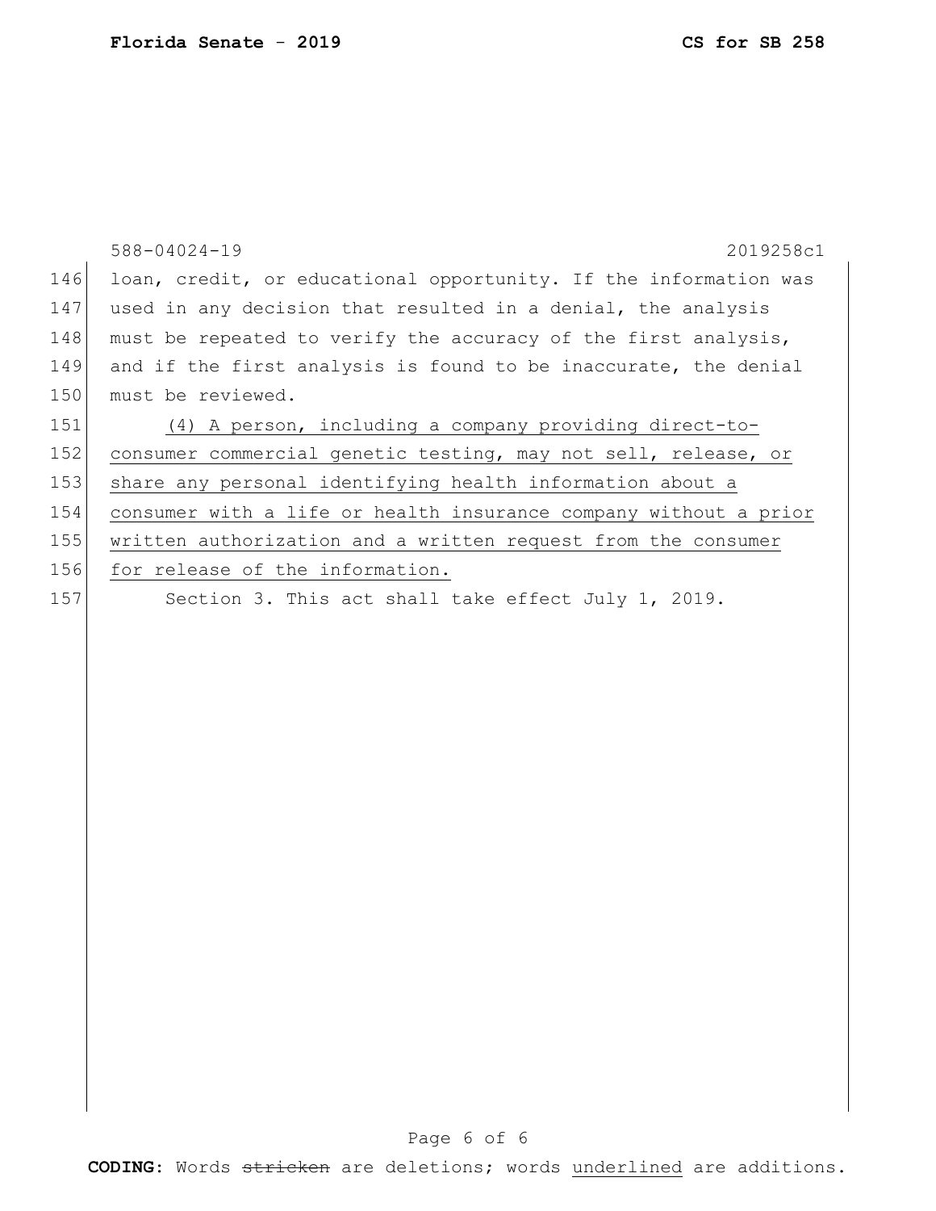588-04024-19 2019258c1

loan, credit, or educational opportunity. If the information was used in any decision that resulted in a denial, the analysis must be repeated to verify the accuracy of the first analysis, and if the first analysis is found to be inaccurate, the denial must be reviewed.

<u>(4) A person, including a company providing direct-to-consumer commercial genetic testing, may not sell, release, or share any personal identifying health information about a consumer with a life or health insurance company without a prior written authorization and a written request from the consumer for release of the information.</u>

Section 3. This act shall take effect July 1, 2019.

**CODING:** Words ~~stricken~~ are deletions; words <u>underlined</u> are additions.